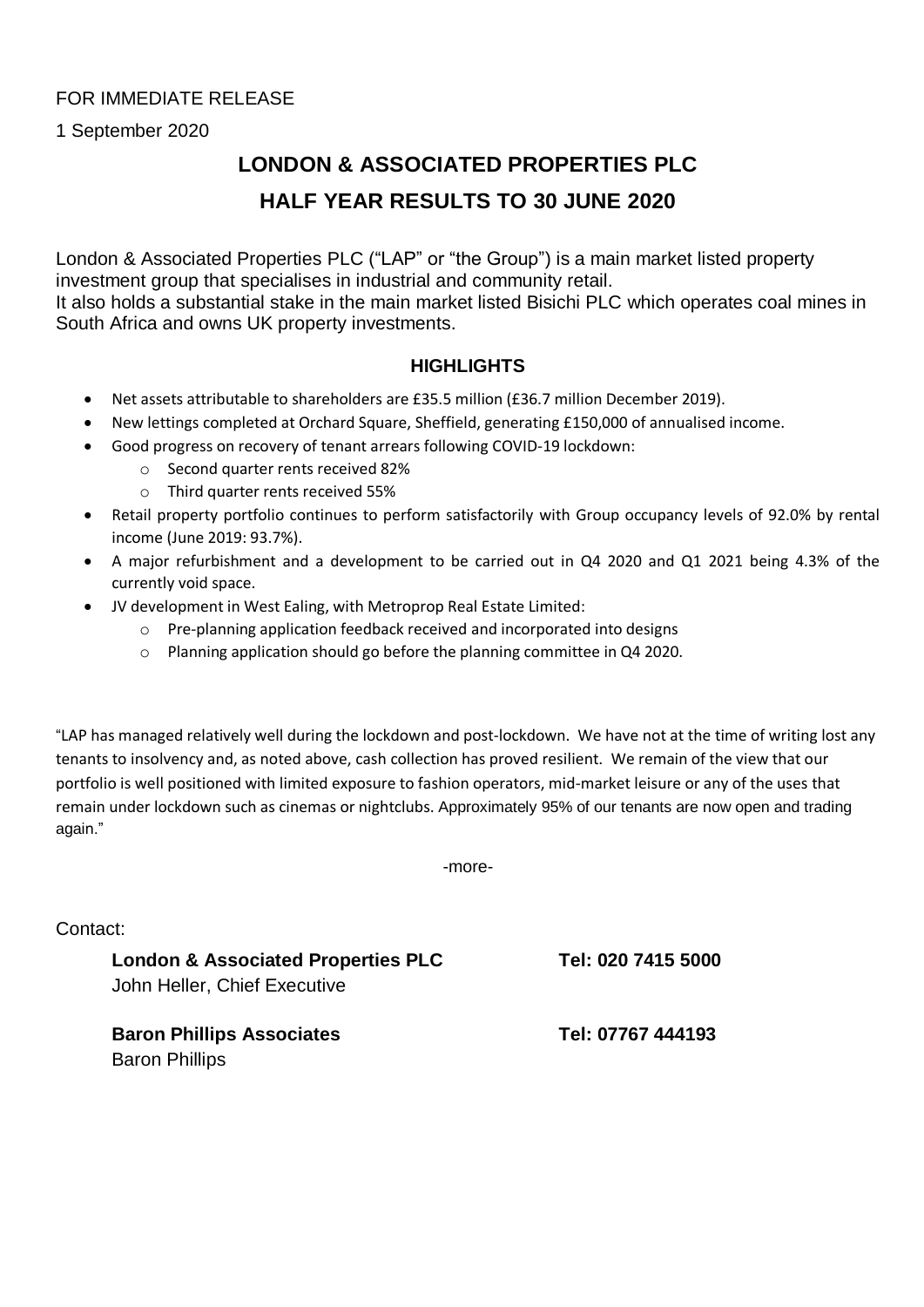FOR IMMEDIATE RELEASE

1 September 2020

# LONDON & ASSOCIATED PROPERTIES PLC

# HALF YEAR RESULTS TO 30 JUNE 2020

London & Associated Properties PLC ("LAP" or "the Group") is a main market listed property investment group that specialises in industrial and community retail.
It also holds a substantial stake in the main market listed Bisichi PLC which operates coal mines in South Africa and owns UK property investments.

## HIGHLIGHTS

- Net assets attributable to shareholders are £35.5 million (£36.7 million December 2019).
- New lettings completed at Orchard Square, Sheffield, generating £150,000 of annualised income.
- Good progress on recovery of tenant arrears following COVID-19 lockdown:
  - Second quarter rents received 82%
  - Third quarter rents received 55%
- Retail property portfolio continues to perform satisfactorily with Group occupancy levels of 92.0% by rental income (June 2019: 93.7%).
- A major refurbishment and a development to be carried out in Q4 2020 and Q1 2021 being 4.3% of the currently void space.
- JV development in West Ealing, with Metroprop Real Estate Limited:
  - Pre-planning application feedback received and incorporated into designs
  - Planning application should go before the planning committee in Q4 2020.

"LAP has managed relatively well during the lockdown and post-lockdown. We have not at the time of writing lost any tenants to insolvency and, as noted above, cash collection has proved resilient. We remain of the view that our portfolio is well positioned with limited exposure to fashion operators, mid-market leisure or any of the uses that remain under lockdown such as cinemas or nightclubs. Approximately 95% of our tenants are now open and trading again."

-more-

Contact:

**London & Associated Properties PLC** — **Tel: 020 7415 5000**
John Heller, Chief Executive

**Baron Phillips Associates** — **Tel: 07767 444193**
Baron Phillips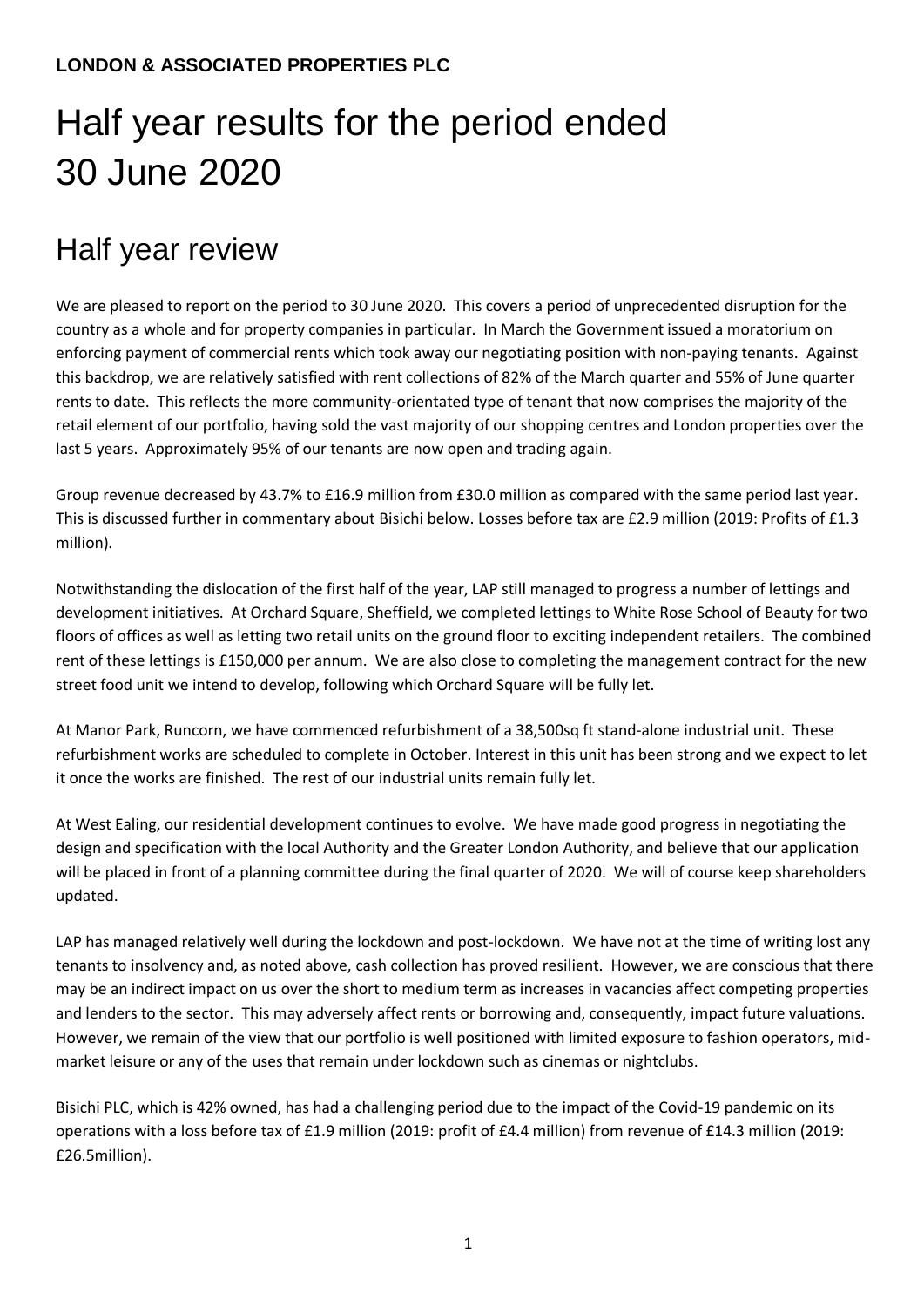**LONDON & ASSOCIATED PROPERTIES PLC**

# Half year results for the period ended 30 June 2020

## Half year review

We are pleased to report on the period to 30 June 2020. This covers a period of unprecedented disruption for the country as a whole and for property companies in particular. In March the Government issued a moratorium on enforcing payment of commercial rents which took away our negotiating position with non-paying tenants. Against this backdrop, we are relatively satisfied with rent collections of 82% of the March quarter and 55% of June quarter rents to date. This reflects the more community-orientated type of tenant that now comprises the majority of the retail element of our portfolio, having sold the vast majority of our shopping centres and London properties over the last 5 years. Approximately 95% of our tenants are now open and trading again.

Group revenue decreased by 43.7% to £16.9 million from £30.0 million as compared with the same period last year. This is discussed further in commentary about Bisichi below. Losses before tax are £2.9 million (2019: Profits of £1.3 million).

Notwithstanding the dislocation of the first half of the year, LAP still managed to progress a number of lettings and development initiatives. At Orchard Square, Sheffield, we completed lettings to White Rose School of Beauty for two floors of offices as well as letting two retail units on the ground floor to exciting independent retailers. The combined rent of these lettings is £150,000 per annum. We are also close to completing the management contract for the new street food unit we intend to develop, following which Orchard Square will be fully let.

At Manor Park, Runcorn, we have commenced refurbishment of a 38,500sq ft stand-alone industrial unit. These refurbishment works are scheduled to complete in October. Interest in this unit has been strong and we expect to let it once the works are finished. The rest of our industrial units remain fully let.

At West Ealing, our residential development continues to evolve. We have made good progress in negotiating the design and specification with the local Authority and the Greater London Authority, and believe that our application will be placed in front of a planning committee during the final quarter of 2020. We will of course keep shareholders updated.

LAP has managed relatively well during the lockdown and post-lockdown. We have not at the time of writing lost any tenants to insolvency and, as noted above, cash collection has proved resilient. However, we are conscious that there may be an indirect impact on us over the short to medium term as increases in vacancies affect competing properties and lenders to the sector. This may adversely affect rents or borrowing and, consequently, impact future valuations. However, we remain of the view that our portfolio is well positioned with limited exposure to fashion operators, mid-market leisure or any of the uses that remain under lockdown such as cinemas or nightclubs.

Bisichi PLC, which is 42% owned, has had a challenging period due to the impact of the Covid-19 pandemic on its operations with a loss before tax of £1.9 million (2019: profit of £4.4 million) from revenue of £14.3 million (2019: £26.5million).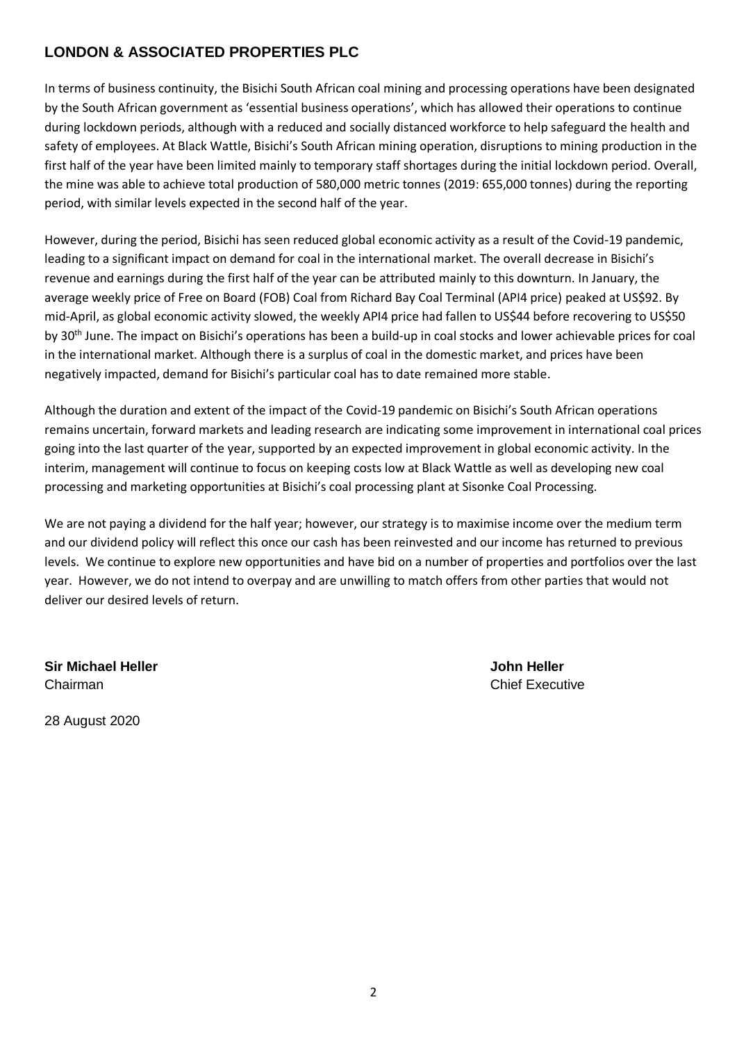**LONDON & ASSOCIATED PROPERTIES PLC**

In terms of business continuity, the Bisichi South African coal mining and processing operations have been designated by the South African government as 'essential business operations', which has allowed their operations to continue during lockdown periods, although with a reduced and socially distanced workforce to help safeguard the health and safety of employees. At Black Wattle, Bisichi's South African mining operation, disruptions to mining production in the first half of the year have been limited mainly to temporary staff shortages during the initial lockdown period. Overall, the mine was able to achieve total production of 580,000 metric tonnes (2019: 655,000 tonnes) during the reporting period, with similar levels expected in the second half of the year.

However, during the period, Bisichi has seen reduced global economic activity as a result of the Covid-19 pandemic, leading to a significant impact on demand for coal in the international market. The overall decrease in Bisichi's revenue and earnings during the first half of the year can be attributed mainly to this downturn. In January, the average weekly price of Free on Board (FOB) Coal from Richard Bay Coal Terminal (API4 price) peaked at US$92. By mid-April, as global economic activity slowed, the weekly API4 price had fallen to US$44 before recovering to US$50 by 30th June. The impact on Bisichi's operations has been a build-up in coal stocks and lower achievable prices for coal in the international market. Although there is a surplus of coal in the domestic market, and prices have been negatively impacted, demand for Bisichi's particular coal has to date remained more stable.

Although the duration and extent of the impact of the Covid-19 pandemic on Bisichi's South African operations remains uncertain, forward markets and leading research are indicating some improvement in international coal prices going into the last quarter of the year, supported by an expected improvement in global economic activity. In the interim, management will continue to focus on keeping costs low at Black Wattle as well as developing new coal processing and marketing opportunities at Bisichi's coal processing plant at Sisonke Coal Processing.

We are not paying a dividend for the half year; however, our strategy is to maximise income over the medium term and our dividend policy will reflect this once our cash has been reinvested and our income has returned to previous levels. We continue to explore new opportunities and have bid on a number of properties and portfolios over the last year. However, we do not intend to overpay and are unwilling to match offers from other parties that would not deliver our desired levels of return.

**Sir Michael Heller**
Chairman

**John Heller**
Chief Executive

28 August 2020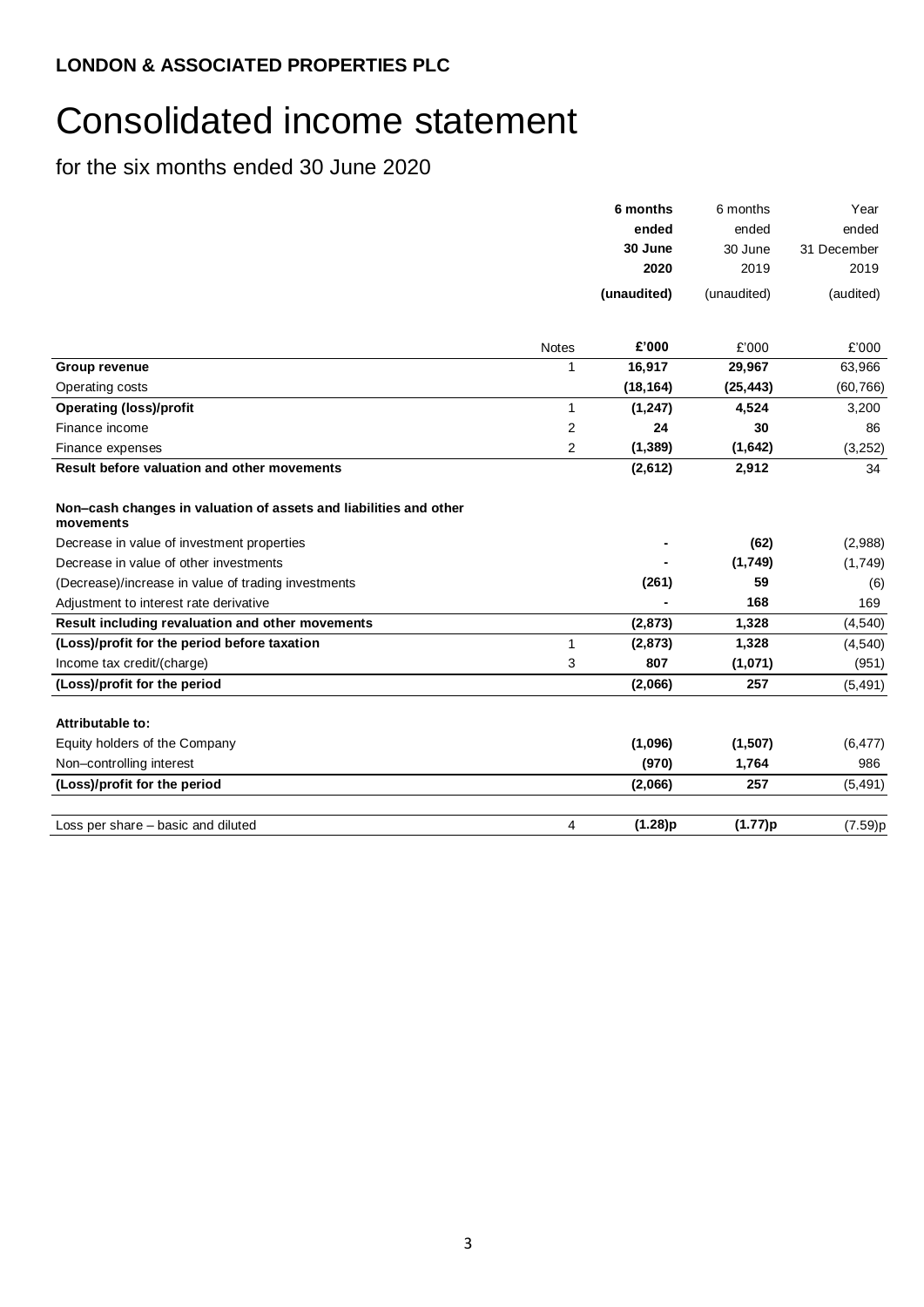**LONDON & ASSOCIATED PROPERTIES PLC**

# Consolidated income statement

## for the six months ended 30 June 2020

| | Notes | **6 months ended 30 June 2020 (unaudited)** | 6 months ended 30 June 2019 (unaudited) | Year ended 31 December 2019 (audited) |
|---|---|---|---|---|
| | | **£'000** | £'000 | £'000 |
| **Group revenue** | 1 | **16,917** | **29,967** | 63,966 |
| Operating costs | | **(18,164)** | **(25,443)** | (60,766) |
| **Operating (loss)/profit** | 1 | **(1,247)** | **4,524** | 3,200 |
| Finance income | 2 | **24** | **30** | 86 |
| Finance expenses | 2 | **(1,389)** | **(1,642)** | (3,252) |
| **Result before valuation and other movements** | | **(2,612)** | **2,912** | 34 |
| **Non–cash changes in valuation of assets and liabilities and other movements** | | | | |
| Decrease in value of investment properties | | **-** | **(62)** | (2,988) |
| Decrease in value of other investments | | **-** | **(1,749)** | (1,749) |
| (Decrease)/increase in value of trading investments | | **(261)** | **59** | (6) |
| Adjustment to interest rate derivative | | **-** | **168** | 169 |
| **Result including revaluation and other movements** | | **(2,873)** | **1,328** | (4,540) |
| **(Loss)/profit for the period before taxation** | 1 | **(2,873)** | **1,328** | (4,540) |
| Income tax credit/(charge) | 3 | **807** | **(1,071)** | (951) |
| **(Loss)/profit for the period** | | **(2,066)** | **257** | (5,491) |
| **Attributable to:** | | | | |
| Equity holders of the Company | | **(1,096)** | **(1,507)** | (6,477) |
| Non–controlling interest | | **(970)** | **1,764** | 986 |
| **(Loss)/profit for the period** | | **(2,066)** | **257** | (5,491) |
| Loss per share – basic and diluted | 4 | **(1.28)p** | **(1.77)p** | (7.59)p |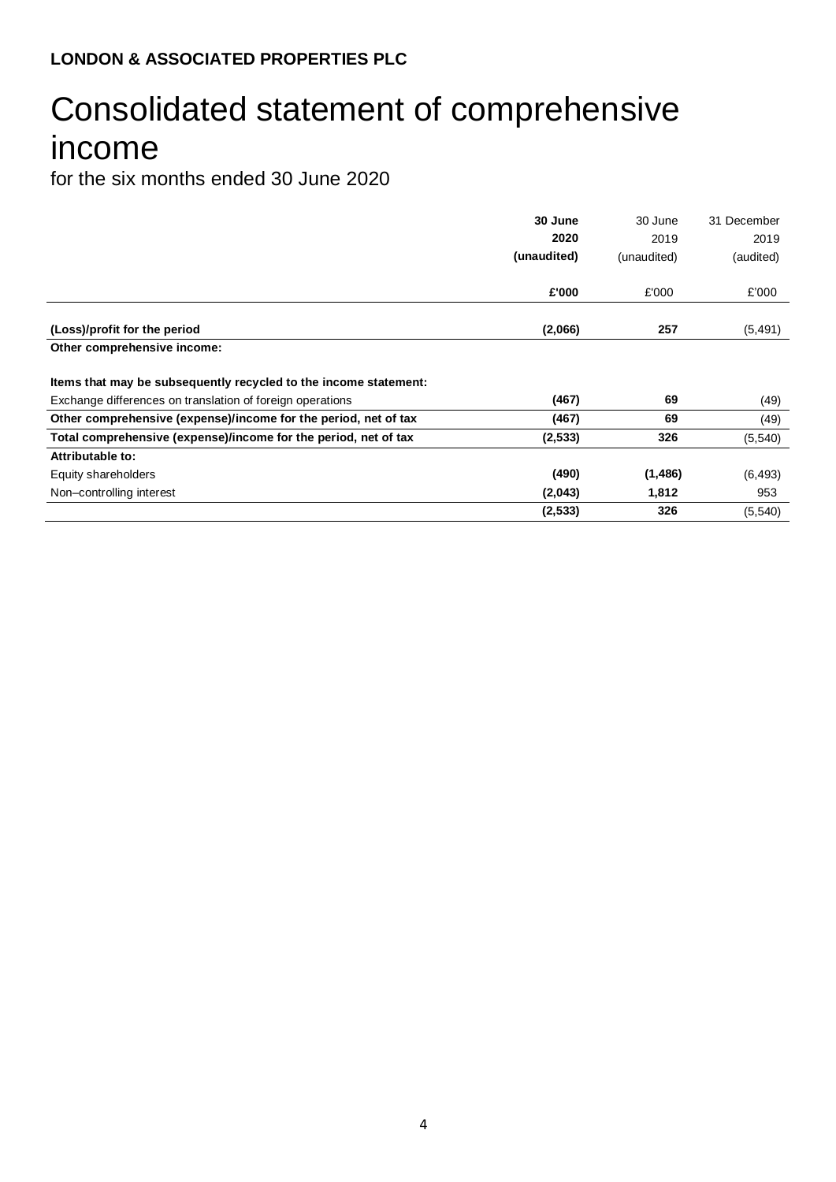**LONDON & ASSOCIATED PROPERTIES PLC**

# Consolidated statement of comprehensive income

for the six months ended 30 June 2020

| | **30 June 2020 (unaudited)** | 30 June 2019 (unaudited) | 31 December 2019 (audited) |
|---|---|---|---|
| | **£'000** | £'000 | £'000 |
| **(Loss)/profit for the period** | **(2,066)** | **257** | (5,491) |
| **Other comprehensive income:** | | | |
| **Items that may be subsequently recycled to the income statement:** | | | |
| Exchange differences on translation of foreign operations | **(467)** | **69** | (49) |
| **Other comprehensive (expense)/income for the period, net of tax** | **(467)** | **69** | (49) |
| **Total comprehensive (expense)/income for the period, net of tax** | **(2,533)** | **326** | (5,540) |
| **Attributable to:** | | | |
| Equity shareholders | **(490)** | **(1,486)** | (6,493) |
| Non–controlling interest | **(2,043)** | **1,812** | 953 |
| | **(2,533)** | **326** | (5,540) |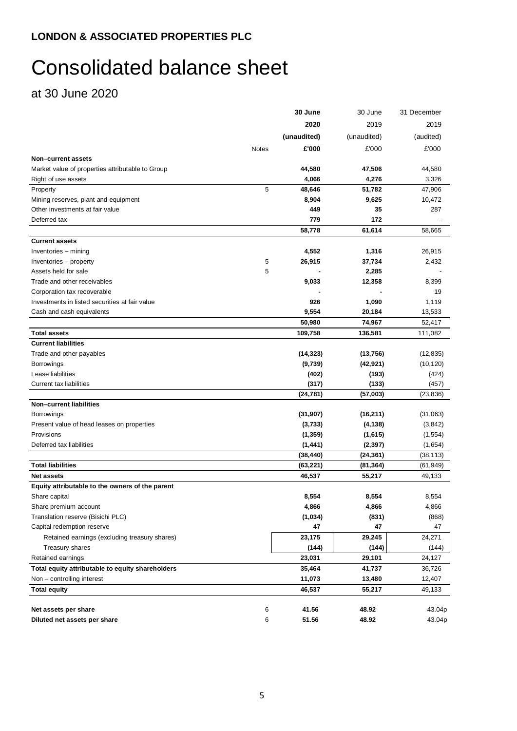**LONDON & ASSOCIATED PROPERTIES PLC**

# Consolidated balance sheet

## at 30 June 2020

| | Notes | **30 June 2020 (unaudited) £'000** | 30 June 2019 (unaudited) £'000 | 31 December 2019 (audited) £'000 |
|---|---|---|---|---|
| **Non–current assets** | | | | |
| Market value of properties attributable to Group | | **44,580** | **47,506** | 44,580 |
| Right of use assets | | **4,066** | **4,276** | 3,326 |
| Property | 5 | **48,646** | **51,782** | 47,906 |
| Mining reserves, plant and equipment | | **8,904** | **9,625** | 10,472 |
| Other investments at fair value | | **449** | **35** | 287 |
| Deferred tax | | **779** | **172** | - |
| | | **58,778** | **61,614** | 58,665 |
| **Current assets** | | | | |
| Inventories – mining | | **4,552** | **1,316** | 26,915 |
| Inventories – property | 5 | **26,915** | **37,734** | 2,432 |
| Assets held for sale | 5 | **-** | **2,285** | - |
| Trade and other receivables | | **9,033** | **12,358** | 8,399 |
| Corporation tax recoverable | | **-** | **-** | 19 |
| Investments in listed securities at fair value | | **926** | **1,090** | 1,119 |
| Cash and cash equivalents | | **9,554** | **20,184** | 13,533 |
| | | **50,980** | **74,967** | 52,417 |
| **Total assets** | | **109,758** | **136,581** | 111,082 |
| **Current liabilities** | | | | |
| Trade and other payables | | **(14,323)** | **(13,756)** | (12,835) |
| Borrowings | | **(9,739)** | **(42,921)** | (10,120) |
| Lease liabilities | | **(402)** | **(193)** | (424) |
| Current tax liabilities | | **(317)** | **(133)** | (457) |
| | | **(24,781)** | **(57,003)** | (23,836) |
| **Non–current liabilities** | | | | |
| Borrowings | | **(31,907)** | **(16,211)** | (31,063) |
| Present value of head leases on properties | | **(3,733)** | **(4,138)** | (3,842) |
| Provisions | | **(1,359)** | **(1,615)** | (1,554) |
| Deferred tax liabilities | | **(1,441)** | **(2,397)** | (1,654) |
| | | **(38,440)** | **(24,361)** | (38,113) |
| **Total liabilities** | | **(63,221)** | **(81,364)** | (61,949) |
| **Net assets** | | **46,537** | **55,217** | 49,133 |
| **Equity attributable to the owners of the parent** | | | | |
| Share capital | | **8,554** | **8,554** | 8,554 |
| Share premium account | | **4,866** | **4,866** | 4,866 |
| Translation reserve (Bisichi PLC) | | **(1,034)** | **(831)** | (868) |
| Capital redemption reserve | | **47** | **47** | 47 |
| Retained earnings (excluding treasury shares) | | **23,175** | **29,245** | 24,271 |
| Treasury shares | | **(144)** | **(144)** | (144) |
| Retained earnings | | **23,031** | **29,101** | 24,127 |
| **Total equity attributable to equity shareholders** | | **35,464** | **41,737** | 36,726 |
| Non – controlling interest | | **11,073** | **13,480** | 12,407 |
| **Total equity** | | **46,537** | **55,217** | 49,133 |
| | | | | |
| **Net assets per share** | 6 | **41.56** | **48.92** | 43.04p |
| **Diluted net assets per share** | 6 | **51.56** | **48.92** | 43.04p |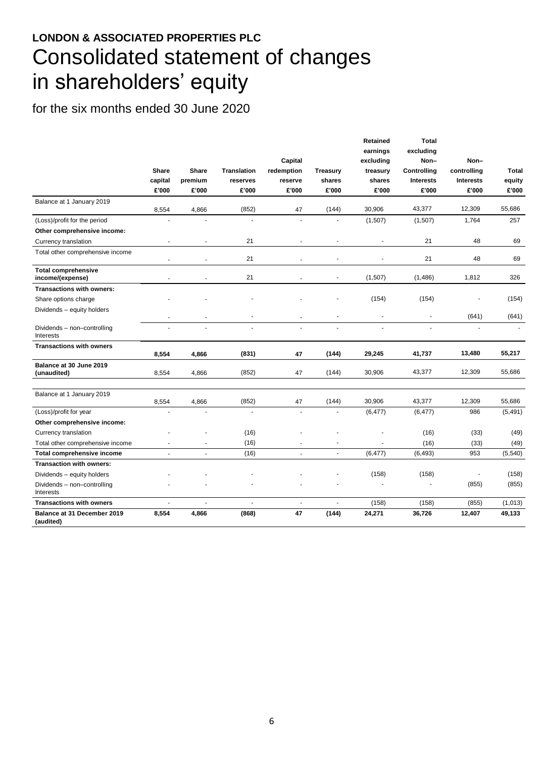**LONDON & ASSOCIATED PROPERTIES PLC**

# Consolidated statement of changes in shareholders' equity

for the six months ended 30 June 2020

| | Share capital £'000 | Share premium £'000 | Translation reserves £'000 | Capital redemption reserve £'000 | Treasury shares £'000 | Retained earnings excluding treasury shares £'000 | Total excluding Non–Controlling Interests £'000 | Non–controlling Interests £'000 | Total equity £'000 |
|---|---|---|---|---|---|---|---|---|---|
| Balance at 1 January 2019 | 8,554 | 4,866 | (852) | 47 | (144) | 30,906 | 43,377 | 12,309 | 55,686 |
| (Loss)/profit for the period | - | - | - | - | - | (1,507) | (1,507) | 1,764 | 257 |
| **Other comprehensive income:** | | | | | | | | | |
| Currency translation | - | - | 21 | - | - | - | 21 | 48 | 69 |
| Total other comprehensive income | - | - | 21 | - | - | - | 21 | 48 | 69 |
| **Total comprehensive income/(expense)** | - | - | 21 | - | - | (1,507) | (1,486) | 1,812 | 326 |
| **Transactions with owners:** | | | | | | | | | |
| Share options charge | - | - | - | - | - | (154) | (154) | - | (154) |
| Dividends – equity holders | - | - | - | - | - | - | - | (641) | (641) |
| Dividends – non–controlling Interests | - | - | - | - | - | - | - | - | - |
| **Transactions with owners** | **8,554** | **4,866** | **(831)** | **47** | **(144)** | **29,245** | **41,737** | **13,480** | **55,217** |
| **Balance at 30 June 2019 (unaudited)** | 8,554 | 4,866 | (852) | 47 | (144) | 30,906 | 43,377 | 12,309 | 55,686 |
| | | | | | | | | | |
| Balance at 1 January 2019 | 8,554 | 4,866 | (852) | 47 | (144) | 30,906 | 43,377 | 12,309 | 55,686 |
| (Loss)/profit for year | - | - | - | - | - | (6,477) | (6,477) | 986 | (5,491) |
| **Other comprehensive income:** | | | | | | | | | |
| Currency translation | - | - | (16) | - | - | - | (16) | (33) | (49) |
| Total other comprehensive income | - | - | (16) | - | - | - | (16) | (33) | (49) |
| **Total comprehensive income** | - | - | (16) | - | - | (6,477) | (6,493) | 953 | (5,540) |
| **Transaction with owners:** | | | | | | | | | |
| Dividends – equity holders | - | - | - | - | - | (158) | (158) | - | (158) |
| Dividends – non–controlling Interests | - | - | - | - | - | - | - | (855) | (855) |
| **Transactions with owners** | - | - | - | - | - | (158) | (158) | (855) | (1,013) |
| **Balance at 31 December 2019 (audited)** | **8,554** | **4,866** | **(868)** | **47** | **(144)** | **24,271** | **36,726** | **12,407** | **49,133** |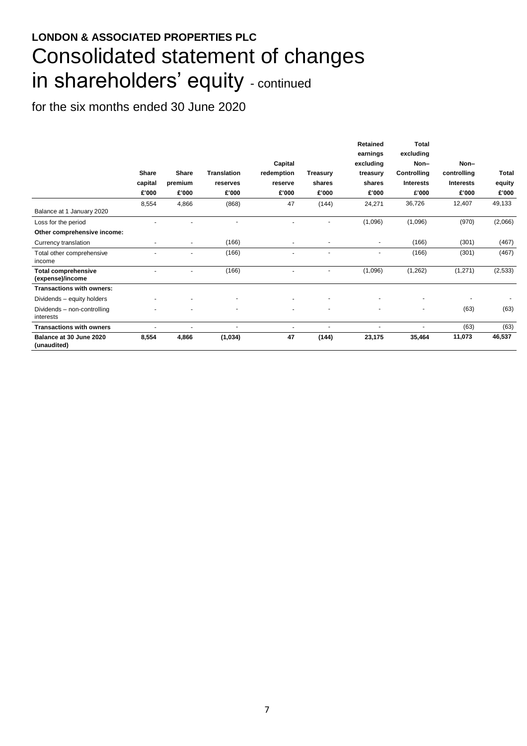**LONDON & ASSOCIATED PROPERTIES PLC**

# Consolidated statement of changes in shareholders' equity - continued

for the six months ended 30 June 2020

| | Share capital £'000 | Share premium £'000 | Translation reserves £'000 | Capital redemption reserve £'000 | Treasury shares £'000 | Retained earnings excluding treasury shares £'000 | Total excluding Non–Controlling Interests £'000 | Non–controlling Interests £'000 | Total equity £'000 |
|---|---|---|---|---|---|---|---|---|---|
| Balance at 1 January 2020 | 8,554 | 4,866 | (868) | 47 | (144) | 24,271 | 36,726 | 12,407 | 49,133 |
| Loss for the period | - | - | - | - | - | (1,096) | (1,096) | (970) | (2,066) |
| **Other comprehensive income:** | | | | | | | | | |
| Currency translation | - | - | (166) | - | - | - | (166) | (301) | (467) |
| Total other comprehensive income | - | - | (166) | - | - | - | (166) | (301) | (467) |
| **Total comprehensive (expense)/income** | - | - | (166) | - | - | (1,096) | (1,262) | (1,271) | (2,533) |
| **Transactions with owners:** | | | | | | | | | |
| Dividends – equity holders | - | - | - | - | - | - | - | - | - |
| Dividends – non-controlling interests | - | - | - | - | - | - | - | (63) | (63) |
| **Transactions with owners** | - | - | - | - | - | - | - | (63) | (63) |
| **Balance at 30 June 2020 (unaudited)** | **8,554** | **4,866** | **(1,034)** | **47** | **(144)** | **23,175** | **35,464** | **11,073** | **46,537** |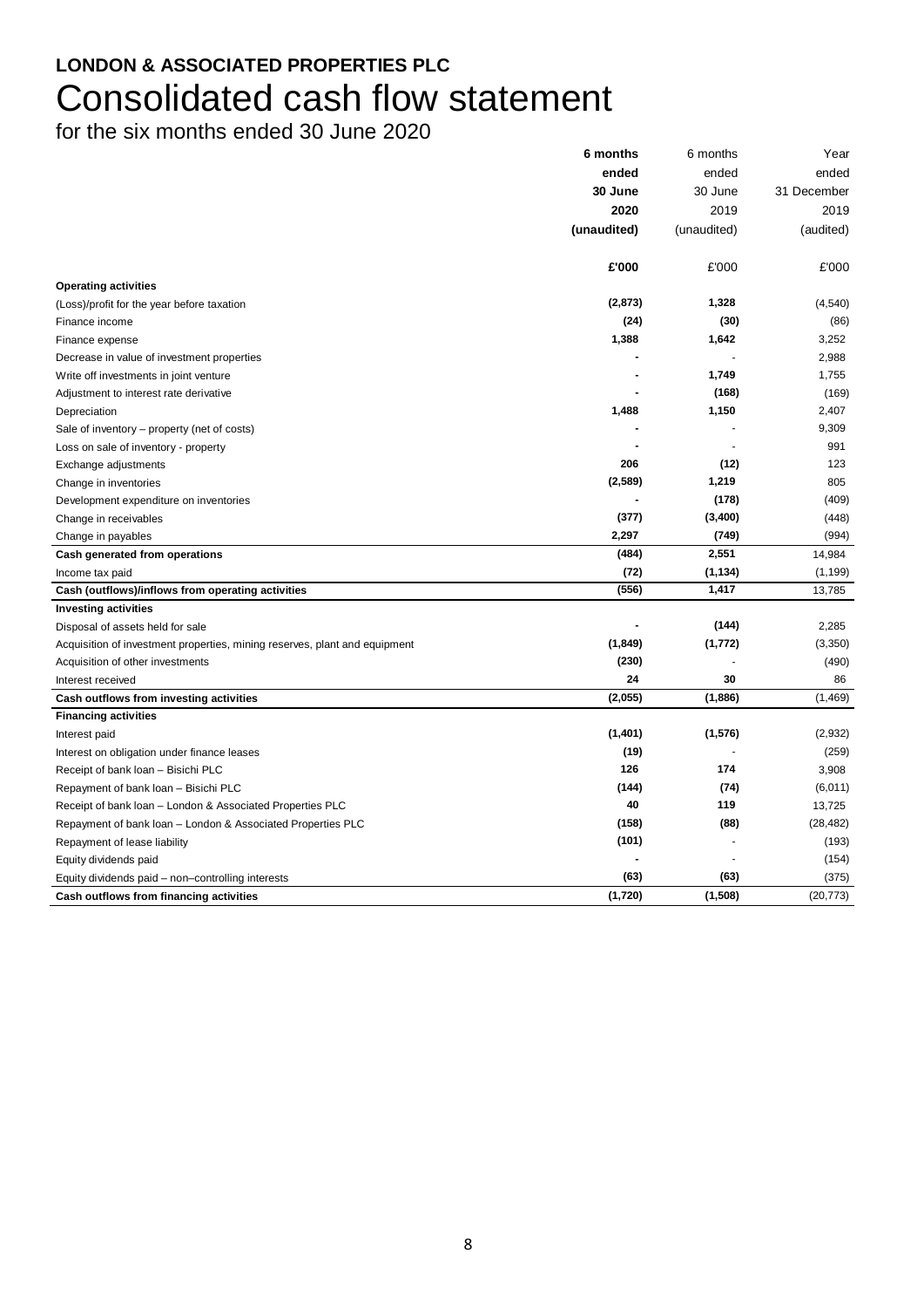**LONDON & ASSOCIATED PROPERTIES PLC**

# Consolidated cash flow statement

for the six months ended 30 June 2020

| | **6 months ended 30 June 2020 (unaudited)** | 6 months ended 30 June 2019 (unaudited) | Year ended 31 December 2019 (audited) |
|---|---|---|---|
| | **£'000** | £'000 | £'000 |
| **Operating activities** | | | |
| (Loss)/profit for the year before taxation | **(2,873)** | **1,328** | (4,540) |
| Finance income | **(24)** | **(30)** | (86) |
| Finance expense | **1,388** | **1,642** | 3,252 |
| Decrease in value of investment properties | **-** | - | 2,988 |
| Write off investments in joint venture | **-** | **1,749** | 1,755 |
| Adjustment to interest rate derivative | **-** | **(168)** | (169) |
| Depreciation | **1,488** | **1,150** | 2,407 |
| Sale of inventory – property (net of costs) | **-** | - | 9,309 |
| Loss on sale of inventory - property | **-** | - | 991 |
| Exchange adjustments | **206** | **(12)** | 123 |
| Change in inventories | **(2,589)** | **1,219** | 805 |
| Development expenditure on inventories | **-** | **(178)** | (409) |
| Change in receivables | **(377)** | **(3,400)** | (448) |
| Change in payables | **2,297** | **(749)** | (994) |
| **Cash generated from operations** | **(484)** | **2,551** | 14,984 |
| Income tax paid | **(72)** | **(1,134)** | (1,199) |
| **Cash (outflows)/inflows from operating activities** | **(556)** | **1,417** | 13,785 |
| **Investing activities** | | | |
| Disposal of assets held for sale | **-** | **(144)** | 2,285 |
| Acquisition of investment properties, mining reserves, plant and equipment | **(1,849)** | **(1,772)** | (3,350) |
| Acquisition of other investments | **(230)** | - | (490) |
| Interest received | **24** | **30** | 86 |
| **Cash outflows from investing activities** | **(2,055)** | **(1,886)** | (1,469) |
| **Financing activities** | | | |
| Interest paid | **(1,401)** | **(1,576)** | (2,932) |
| Interest on obligation under finance leases | **(19)** | - | (259) |
| Receipt of bank loan – Bisichi PLC | **126** | **174** | 3,908 |
| Repayment of bank loan – Bisichi PLC | **(144)** | **(74)** | (6,011) |
| Receipt of bank loan – London & Associated Properties PLC | **40** | **119** | 13,725 |
| Repayment of bank loan – London & Associated Properties PLC | **(158)** | **(88)** | (28,482) |
| Repayment of lease liability | **(101)** | - | (193) |
| Equity dividends paid | **-** | - | (154) |
| Equity dividends paid – non–controlling interests | **(63)** | **(63)** | (375) |
| **Cash outflows from financing activities** | **(1,720)** | **(1,508)** | (20,773) |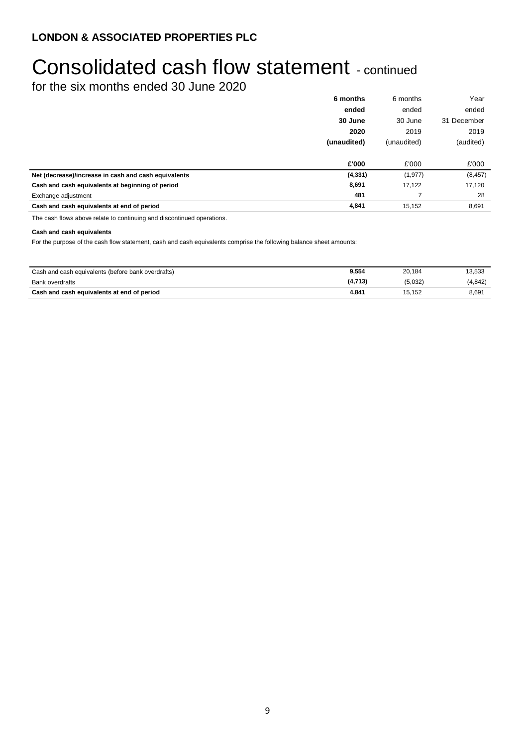**LONDON & ASSOCIATED PROPERTIES PLC**

# Consolidated cash flow statement - continued

for the six months ended 30 June 2020

| | **6 months ended 30 June 2020 (unaudited)** | 6 months ended 30 June 2019 (unaudited) | Year ended 31 December 2019 (audited) |
|---|---|---|---|
| | **£'000** | £'000 | £'000 |
| **Net (decrease)/increase in cash and cash equivalents** | **(4,331)** | (1,977) | (8,457) |
| **Cash and cash equivalents at beginning of period** | **8,691** | 17,122 | 17,120 |
| Exchange adjustment | **481** | 7 | 28 |
| **Cash and cash equivalents at end of period** | **4,841** | 15,152 | 8,691 |

The cash flows above relate to continuing and discontinued operations.

**Cash and cash equivalents**

For the purpose of the cash flow statement, cash and cash equivalents comprise the following balance sheet amounts:

| | | | |
|---|---|---|---|
| Cash and cash equivalents (before bank overdrafts) | **9,554** | 20,184 | 13,533 |
| Bank overdrafts | **(4,713)** | (5,032) | (4,842) |
| **Cash and cash equivalents at end of period** | **4,841** | 15,152 | 8,691 |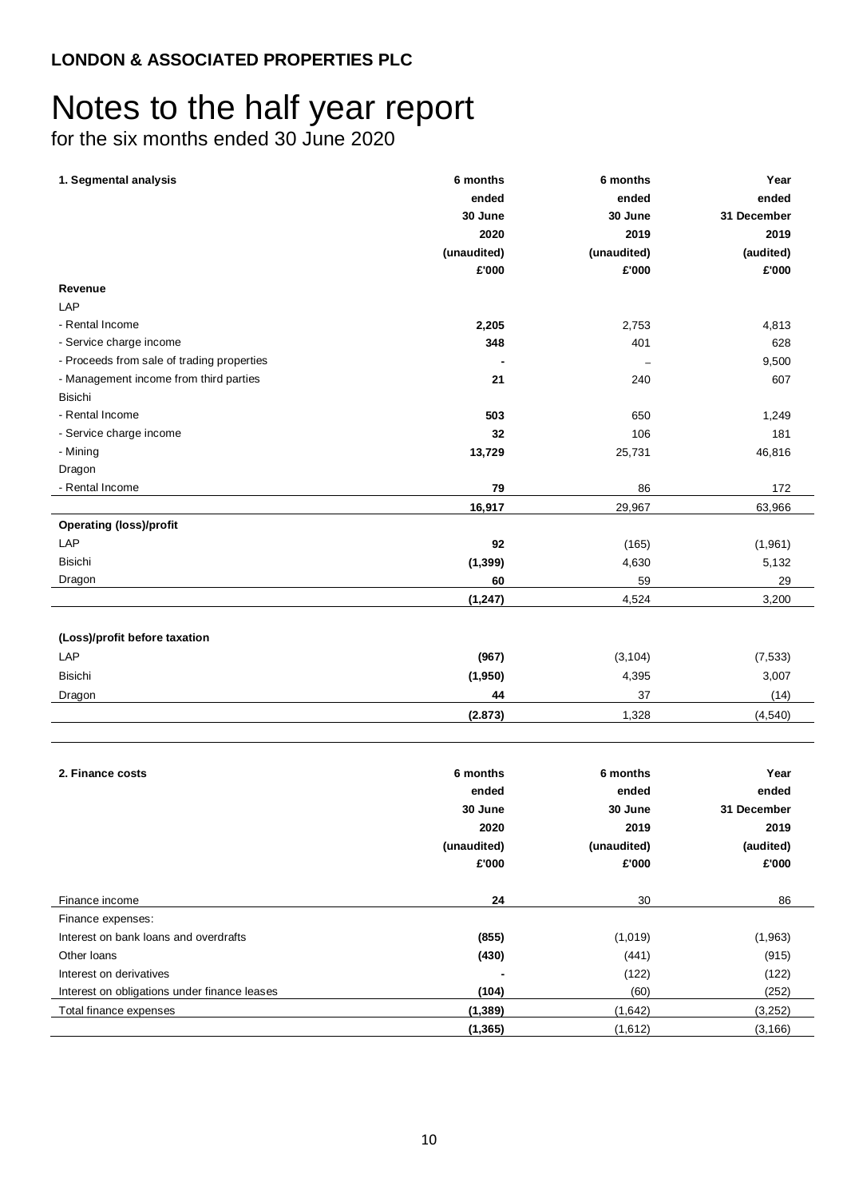**LONDON & ASSOCIATED PROPERTIES PLC**

# Notes to the half year report

for the six months ended 30 June 2020

| 1. Segmental analysis | 6 months ended 30 June 2020 (unaudited) £'000 | 6 months ended 30 June 2019 (unaudited) £'000 | Year ended 31 December 2019 (audited) £'000 |
|---|---|---|---|
| **Revenue** | | | |
| LAP | | | |
| - Rental Income | **2,205** | 2,753 | 4,813 |
| - Service charge income | **348** | 401 | 628 |
| - Proceeds from sale of trading properties | **-** | – | 9,500 |
| - Management income from third parties | **21** | 240 | 607 |
| Bisichi | | | |
| - Rental Income | **503** | 650 | 1,249 |
| - Service charge income | **32** | 106 | 181 |
| - Mining | **13,729** | 25,731 | 46,816 |
| Dragon | | | |
| - Rental Income | **79** | 86 | 172 |
| | **16,917** | 29,967 | 63,966 |
| **Operating (loss)/profit** | | | |
| LAP | **92** | (165) | (1,961) |
| Bisichi | **(1,399)** | 4,630 | 5,132 |
| Dragon | **60** | 59 | 29 |
| | **(1,247)** | 4,524 | 3,200 |
| **(Loss)/profit before taxation** | | | |
| LAP | **(967)** | (3,104) | (7,533) |
| Bisichi | **(1,950)** | 4,395 | 3,007 |
| Dragon | **44** | 37 | (14) |
| | **(2.873)** | 1,328 | (4,540) |

| 2. Finance costs | 6 months ended 30 June 2020 (unaudited) £'000 | 6 months ended 30 June 2019 (unaudited) £'000 | Year ended 31 December 2019 (audited) £'000 |
|---|---|---|---|
| Finance income | **24** | 30 | 86 |
| Finance expenses: | | | |
| Interest on bank loans and overdrafts | **(855)** | (1,019) | (1,963) |
| Other loans | **(430)** | (441) | (915) |
| Interest on derivatives | **-** | (122) | (122) |
| Interest on obligations under finance leases | **(104)** | (60) | (252) |
| Total finance expenses | **(1,389)** | (1,642) | (3,252) |
| | **(1,365)** | (1,612) | (3,166) |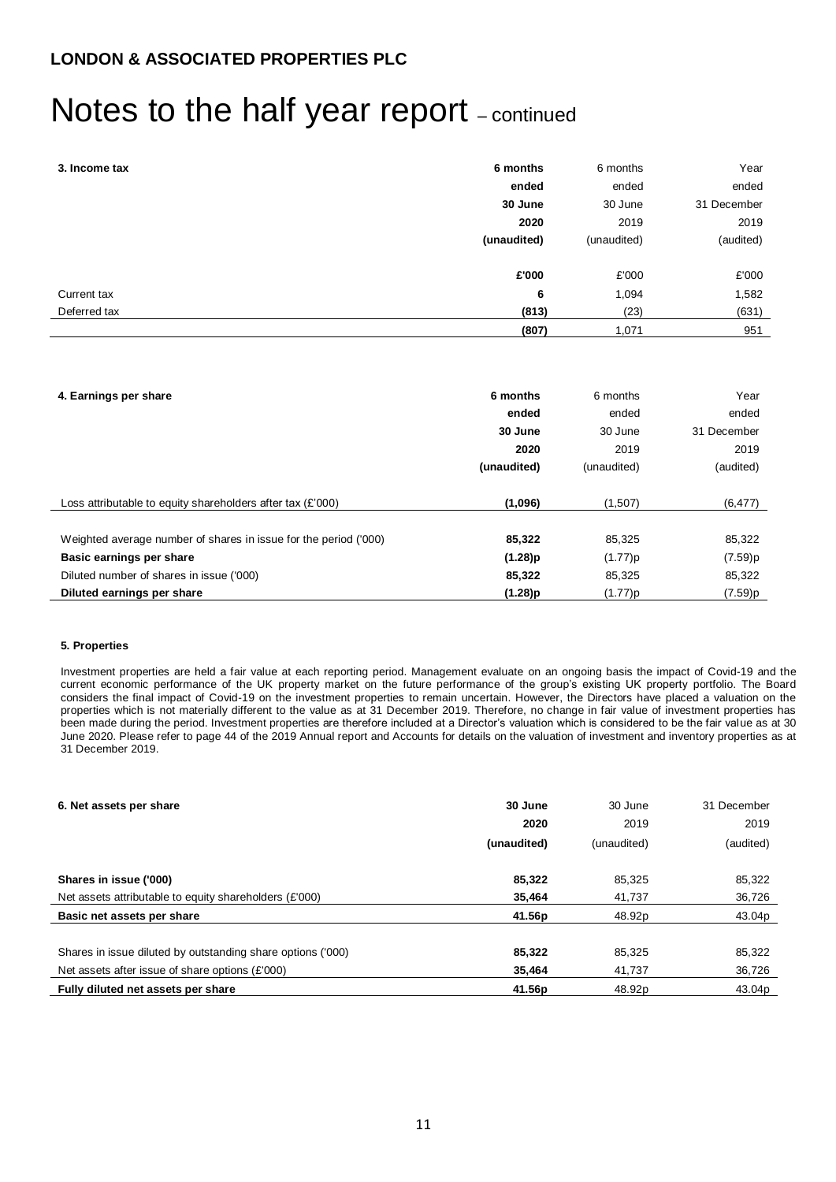**LONDON & ASSOCIATED PROPERTIES PLC**

# Notes to the half year report – continued

| **3. Income tax** | **6 months ended 30 June 2020 (unaudited)** | 6 months ended 30 June 2019 (unaudited) | Year ended 31 December 2019 (audited) |
|---|---|---|---|
| | **£'000** | £'000 | £'000 |
| Current tax | **6** | 1,094 | 1,582 |
| Deferred tax | **(813)** | (23) | (631) |
| | **(807)** | 1,071 | 951 |

| **4. Earnings per share** | **6 months ended 30 June 2020 (unaudited)** | 6 months ended 30 June 2019 (unaudited) | Year ended 31 December 2019 (audited) |
|---|---|---|---|
| Loss attributable to equity shareholders after tax (£'000) | **(1,096)** | (1,507) | (6,477) |
| Weighted average number of shares in issue for the period ('000) | **85,322** | 85,325 | 85,322 |
| **Basic earnings per share** | **(1.28)p** | (1.77)p | (7.59)p |
| Diluted number of shares in issue ('000) | **85,322** | 85,325 | 85,322 |
| **Diluted earnings per share** | **(1.28)p** | (1.77)p | (7.59)p |

**5. Properties**

Investment properties are held a fair value at each reporting period. Management evaluate on an ongoing basis the impact of Covid-19 and the current economic performance of the UK property market on the future performance of the group's existing UK property portfolio. The Board considers the final impact of Covid-19 on the investment properties to remain uncertain. However, the Directors have placed a valuation on the properties which is not materially different to the value as at 31 December 2019. Therefore, no change in fair value of investment properties has been made during the period. Investment properties are therefore included at a Director's valuation which is considered to be the fair value as at 30 June 2020. Please refer to page 44 of the 2019 Annual report and Accounts for details on the valuation of investment and inventory properties as at 31 December 2019.

| **6. Net assets per share** | **30 June 2020 (unaudited)** | 30 June 2019 (unaudited) | 31 December 2019 (audited) |
|---|---|---|---|
| **Shares in issue ('000)** | **85,322** | 85,325 | 85,322 |
| Net assets attributable to equity shareholders (£'000) | **35,464** | 41,737 | 36,726 |
| **Basic net assets per share** | **41.56p** | 48.92p | 43.04p |
| Shares in issue diluted by outstanding share options ('000) | **85,322** | 85,325 | 85,322 |
| Net assets after issue of share options (£'000) | **35,464** | 41,737 | 36,726 |
| **Fully diluted net assets per share** | **41.56p** | 48.92p | 43.04p |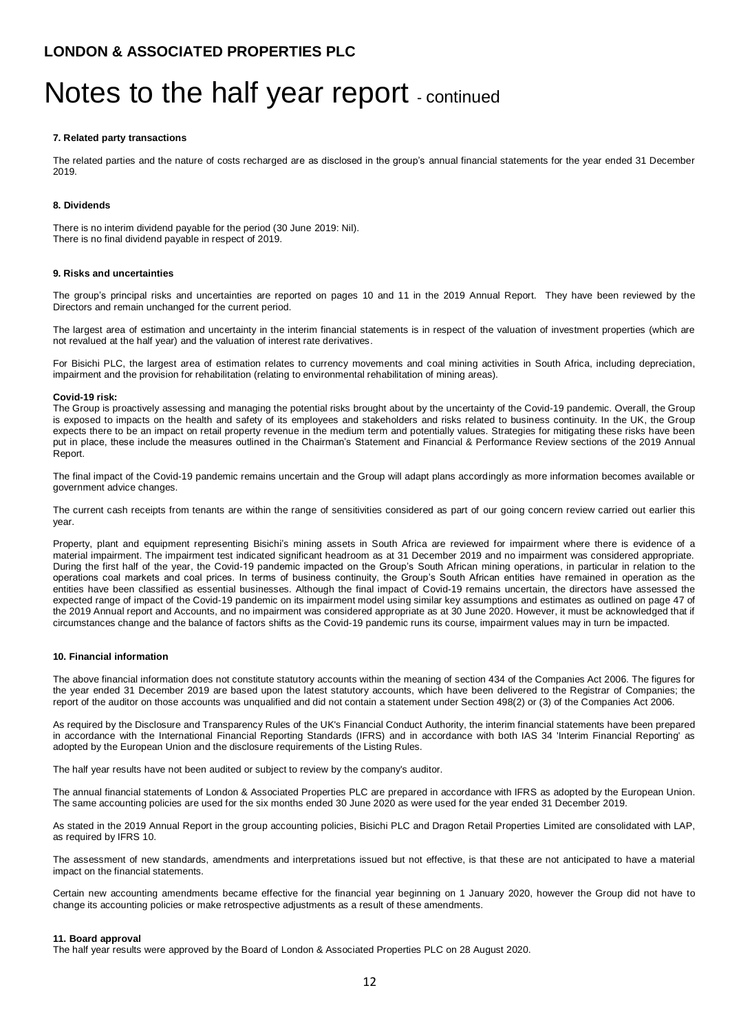**LONDON & ASSOCIATED PROPERTIES PLC**

# Notes to the half year report - continued

### 7. Related party transactions

The related parties and the nature of costs recharged are as disclosed in the group's annual financial statements for the year ended 31 December 2019.

### 8. Dividends

There is no interim dividend payable for the period (30 June 2019: Nil).
There is no final dividend payable in respect of 2019.

### 9. Risks and uncertainties

The group's principal risks and uncertainties are reported on pages 10 and 11 in the 2019 Annual Report. They have been reviewed by the Directors and remain unchanged for the current period.

The largest area of estimation and uncertainty in the interim financial statements is in respect of the valuation of investment properties (which are not revalued at the half year) and the valuation of interest rate derivatives.

For Bisichi PLC, the largest area of estimation relates to currency movements and coal mining activities in South Africa, including depreciation, impairment and the provision for rehabilitation (relating to environmental rehabilitation of mining areas).

**Covid-19 risk:**
The Group is proactively assessing and managing the potential risks brought about by the uncertainty of the Covid-19 pandemic. Overall, the Group is exposed to impacts on the health and safety of its employees and stakeholders and risks related to business continuity. In the UK, the Group expects there to be an impact on retail property revenue in the medium term and potentially values. Strategies for mitigating these risks have been put in place, these include the measures outlined in the Chairman's Statement and Financial & Performance Review sections of the 2019 Annual Report.

The final impact of the Covid-19 pandemic remains uncertain and the Group will adapt plans accordingly as more information becomes available or government advice changes.

The current cash receipts from tenants are within the range of sensitivities considered as part of our going concern review carried out earlier this year.

Property, plant and equipment representing Bisichi's mining assets in South Africa are reviewed for impairment where there is evidence of a material impairment. The impairment test indicated significant headroom as at 31 December 2019 and no impairment was considered appropriate. During the first half of the year, the Covid-19 pandemic impacted on the Group's South African mining operations, in particular in relation to the operations coal markets and coal prices. In terms of business continuity, the Group's South African entities have remained in operation as the entities have been classified as essential businesses. Although the final impact of Covid-19 remains uncertain, the directors have assessed the expected range of impact of the Covid-19 pandemic on its impairment model using similar key assumptions and estimates as outlined on page 47 of the 2019 Annual report and Accounts, and no impairment was considered appropriate as at 30 June 2020. However, it must be acknowledged that if circumstances change and the balance of factors shifts as the Covid-19 pandemic runs its course, impairment values may in turn be impacted.

### 10. Financial information

The above financial information does not constitute statutory accounts within the meaning of section 434 of the Companies Act 2006. The figures for the year ended 31 December 2019 are based upon the latest statutory accounts, which have been delivered to the Registrar of Companies; the report of the auditor on those accounts was unqualified and did not contain a statement under Section 498(2) or (3) of the Companies Act 2006.

As required by the Disclosure and Transparency Rules of the UK's Financial Conduct Authority, the interim financial statements have been prepared in accordance with the International Financial Reporting Standards (IFRS) and in accordance with both IAS 34 'Interim Financial Reporting' as adopted by the European Union and the disclosure requirements of the Listing Rules.

The half year results have not been audited or subject to review by the company's auditor.

The annual financial statements of London & Associated Properties PLC are prepared in accordance with IFRS as adopted by the European Union. The same accounting policies are used for the six months ended 30 June 2020 as were used for the year ended 31 December 2019.

As stated in the 2019 Annual Report in the group accounting policies, Bisichi PLC and Dragon Retail Properties Limited are consolidated with LAP, as required by IFRS 10.

The assessment of new standards, amendments and interpretations issued but not effective, is that these are not anticipated to have a material impact on the financial statements.

Certain new accounting amendments became effective for the financial year beginning on 1 January 2020, however the Group did not have to change its accounting policies or make retrospective adjustments as a result of these amendments.

### 11. Board approval

The half year results were approved by the Board of London & Associated Properties PLC on 28 August 2020.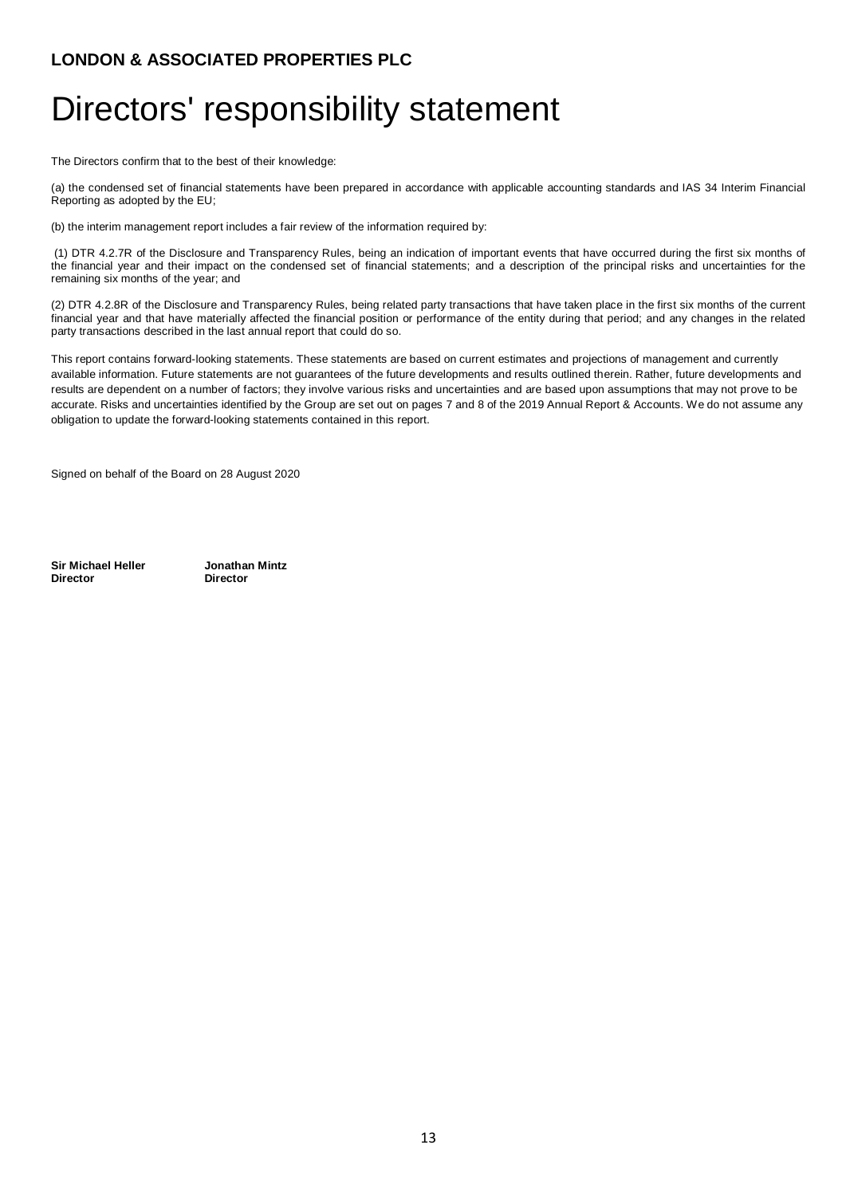**LONDON & ASSOCIATED PROPERTIES PLC**

# Directors' responsibility statement

The Directors confirm that to the best of their knowledge:

(a) the condensed set of financial statements have been prepared in accordance with applicable accounting standards and IAS 34 Interim Financial Reporting as adopted by the EU;

(b) the interim management report includes a fair review of the information required by:

(1) DTR 4.2.7R of the Disclosure and Transparency Rules, being an indication of important events that have occurred during the first six months of the financial year and their impact on the condensed set of financial statements; and a description of the principal risks and uncertainties for the remaining six months of the year; and

(2) DTR 4.2.8R of the Disclosure and Transparency Rules, being related party transactions that have taken place in the first six months of the current financial year and that have materially affected the financial position or performance of the entity during that period; and any changes in the related party transactions described in the last annual report that could do so.

This report contains forward-looking statements. These statements are based on current estimates and projections of management and currently available information. Future statements are not guarantees of the future developments and results outlined therein. Rather, future developments and results are dependent on a number of factors; they involve various risks and uncertainties and are based upon assumptions that may not prove to be accurate. Risks and uncertainties identified by the Group are set out on pages 7 and 8 of the 2019 Annual Report & Accounts. We do not assume any obligation to update the forward-looking statements contained in this report.

Signed on behalf of the Board on 28 August 2020

| **Sir Michael Heller** | **Jonathan Mintz** |
|---|---|
| **Director** | **Director** |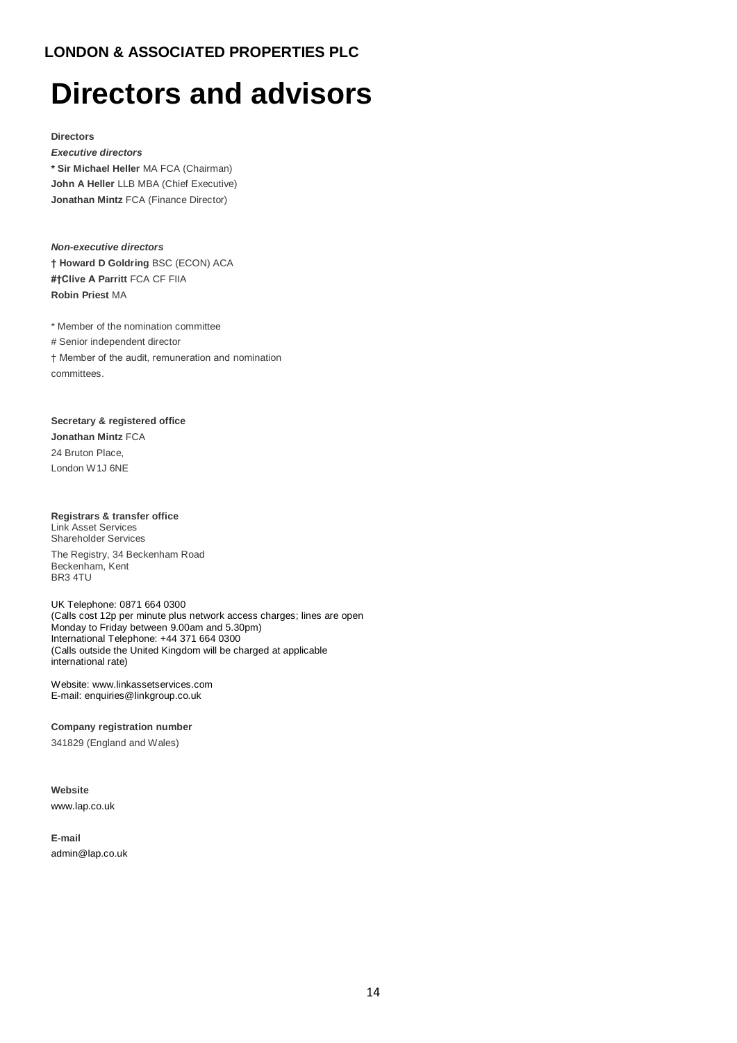**LONDON & ASSOCIATED PROPERTIES PLC**

# Directors and advisors

**Directors**

***Executive directors***

**\* Sir Michael Heller** MA FCA (Chairman)
**John A Heller** LLB MBA (Chief Executive)
**Jonathan Mintz** FCA (Finance Director)

***Non-executive directors***

**† Howard D Goldring** BSC (ECON) ACA
**#†Clive A Parritt** FCA CF FIIA
**Robin Priest** MA

\* Member of the nomination committee
# Senior independent director
† Member of the audit, remuneration and nomination committees.

**Secretary & registered office**

**Jonathan Mintz** FCA
24 Bruton Place,
London W1J 6NE

**Registrars & transfer office**

Link Asset Services
Shareholder Services

The Registry, 34 Beckenham Road
Beckenham, Kent
BR3 4TU

UK Telephone: 0871 664 0300
(Calls cost 12p per minute plus network access charges; lines are open Monday to Friday between 9.00am and 5.30pm)
International Telephone: +44 371 664 0300
(Calls outside the United Kingdom will be charged at applicable international rate)

Website: www.linkassetservices.com
E-mail: enquiries@linkgroup.co.uk

**Company registration number**

341829 (England and Wales)

**Website**

www.lap.co.uk

**E-mail**

admin@lap.co.uk